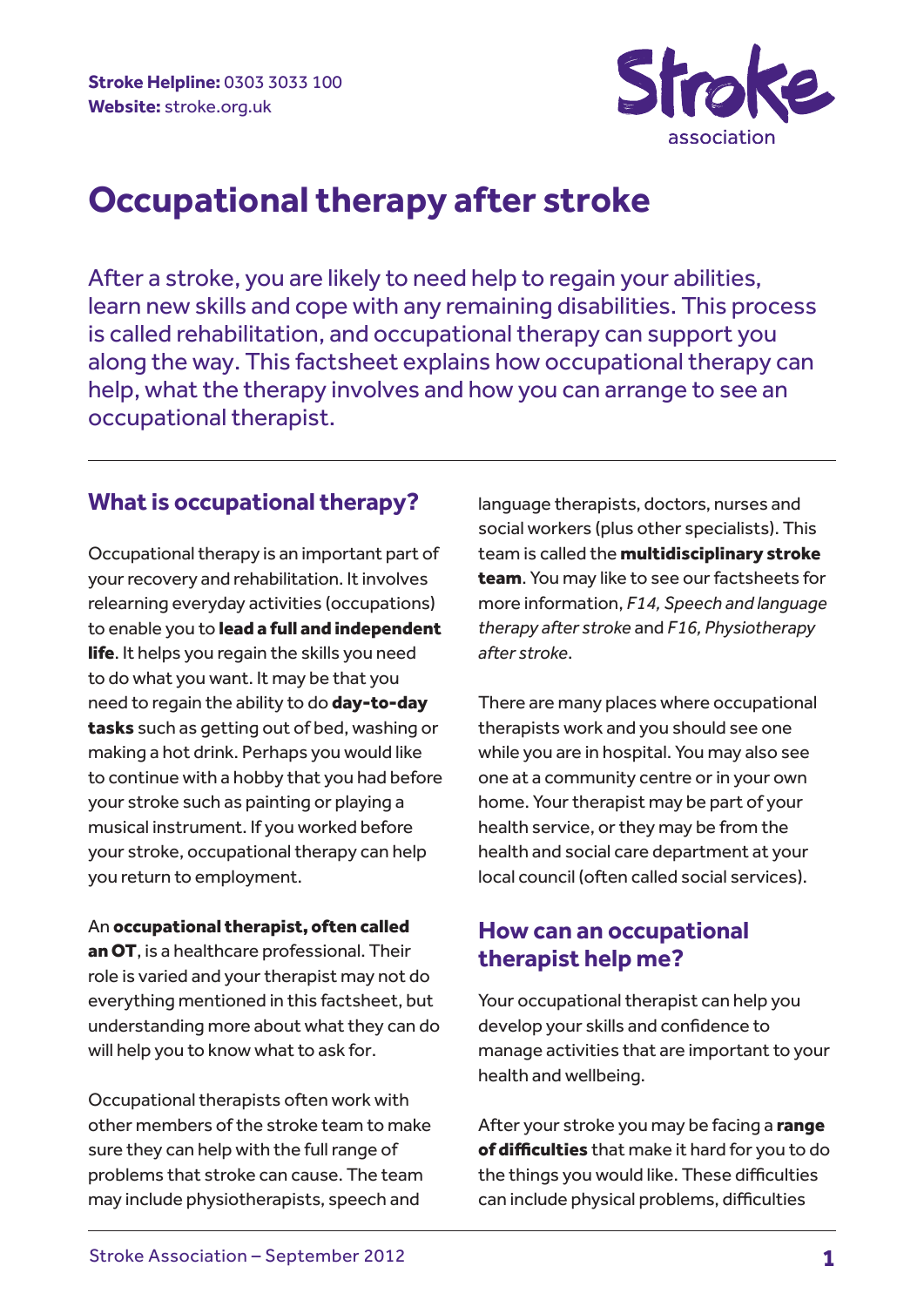**Stroke Helpline:** 0303 3033 100
**Website:** stroke.org.uk

Stroke association

# Occupational therapy after stroke

After a stroke, you are likely to need help to regain your abilities, learn new skills and cope with any remaining disabilities. This process is called rehabilitation, and occupational therapy can support you along the way. This factsheet explains how occupational therapy can help, what the therapy involves and how you can arrange to see an occupational therapist.

## What is occupational therapy?

Occupational therapy is an important part of your recovery and rehabilitation. It involves relearning everyday activities (occupations) to enable you to **lead a full and independent life**. It helps you regain the skills you need to do what you want. It may be that you need to regain the ability to do **day-to-day tasks** such as getting out of bed, washing or making a hot drink. Perhaps you would like to continue with a hobby that you had before your stroke such as painting or playing a musical instrument. If you worked before your stroke, occupational therapy can help you return to employment.

An **occupational therapist, often called an OT**, is a healthcare professional. Their role is varied and your therapist may not do everything mentioned in this factsheet, but understanding more about what they can do will help you to know what to ask for.

Occupational therapists often work with other members of the stroke team to make sure they can help with the full range of problems that stroke can cause. The team may include physiotherapists, speech and language therapists, doctors, nurses and social workers (plus other specialists). This team is called the **multidisciplinary stroke team**. You may like to see our factsheets for more information, *F14, Speech and language therapy after stroke* and *F16, Physiotherapy after stroke*.

There are many places where occupational therapists work and you should see one while you are in hospital. You may also see one at a community centre or in your own home. Your therapist may be part of your health service, or they may be from the health and social care department at your local council (often called social services).

## How can an occupational therapist help me?

Your occupational therapist can help you develop your skills and confidence to manage activities that are important to your health and wellbeing.

After your stroke you may be facing a **range of difficulties** that make it hard for you to do the things you would like. These difficulties can include physical problems, difficulties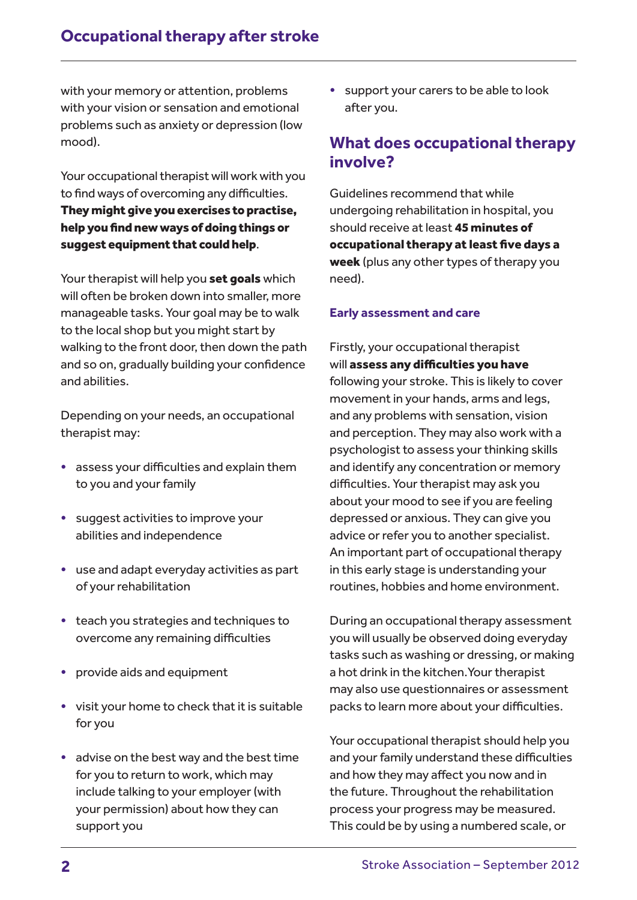with your memory or attention, problems with your vision or sensation and emotional problems such as anxiety or depression (low mood).

Your occupational therapist will work with you to find ways of overcoming any difficulties. **They might give you exercises to practise, help you find new ways of doing things or suggest equipment that could help**.

Your therapist will help you **set goals** which will often be broken down into smaller, more manageable tasks. Your goal may be to walk to the local shop but you might start by walking to the front door, then down the path and so on, gradually building your confidence and abilities.

Depending on your needs, an occupational therapist may:

- assess your difficulties and explain them to you and your family
- suggest activities to improve your abilities and independence
- use and adapt everyday activities as part of your rehabilitation
- teach you strategies and techniques to overcome any remaining difficulties
- provide aids and equipment
- visit your home to check that it is suitable for you
- advise on the best way and the best time for you to return to work, which may include talking to your employer (with your permission) about how they can support you
- support your carers to be able to look after you.

## What does occupational therapy involve?

Guidelines recommend that while undergoing rehabilitation in hospital, you should receive at least **45 minutes of occupational therapy at least five days a week** (plus any other types of therapy you need).

### Early assessment and care

Firstly, your occupational therapist will **assess any difficulties you have** following your stroke. This is likely to cover movement in your hands, arms and legs, and any problems with sensation, vision and perception. They may also work with a psychologist to assess your thinking skills and identify any concentration or memory difficulties. Your therapist may ask you about your mood to see if you are feeling depressed or anxious. They can give you advice or refer you to another specialist. An important part of occupational therapy in this early stage is understanding your routines, hobbies and home environment.

During an occupational therapy assessment you will usually be observed doing everyday tasks such as washing or dressing, or making a hot drink in the kitchen.Your therapist may also use questionnaires or assessment packs to learn more about your difficulties.

Your occupational therapist should help you and your family understand these difficulties and how they may affect you now and in the future. Throughout the rehabilitation process your progress may be measured. This could be by using a numbered scale, or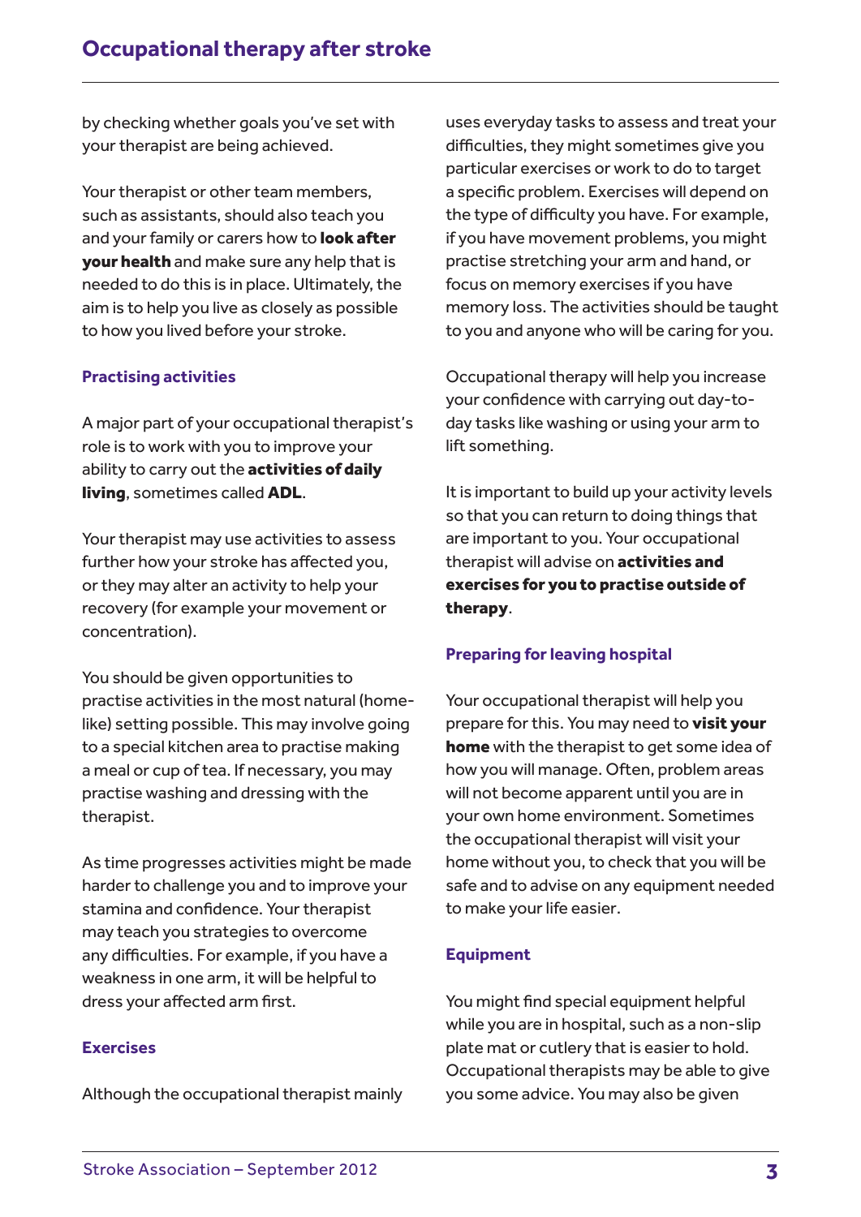by checking whether goals you've set with your therapist are being achieved.

Your therapist or other team members, such as assistants, should also teach you and your family or carers how to **look after your health** and make sure any help that is needed to do this is in place. Ultimately, the aim is to help you live as closely as possible to how you lived before your stroke.

### Practising activities

A major part of your occupational therapist's role is to work with you to improve your ability to carry out the **activities of daily living**, sometimes called **ADL**.

Your therapist may use activities to assess further how your stroke has affected you, or they may alter an activity to help your recovery (for example your movement or concentration).

You should be given opportunities to practise activities in the most natural (home-like) setting possible. This may involve going to a special kitchen area to practise making a meal or cup of tea. If necessary, you may practise washing and dressing with the therapist.

As time progresses activities might be made harder to challenge you and to improve your stamina and confidence. Your therapist may teach you strategies to overcome any difficulties. For example, if you have a weakness in one arm, it will be helpful to dress your affected arm first.

### Exercises

Although the occupational therapist mainly uses everyday tasks to assess and treat your difficulties, they might sometimes give you particular exercises or work to do to target a specific problem. Exercises will depend on the type of difficulty you have. For example, if you have movement problems, you might practise stretching your arm and hand, or focus on memory exercises if you have memory loss. The activities should be taught to you and anyone who will be caring for you.

Occupational therapy will help you increase your confidence with carrying out day-to-day tasks like washing or using your arm to lift something.

It is important to build up your activity levels so that you can return to doing things that are important to you. Your occupational therapist will advise on **activities and exercises for you to practise outside of therapy**.

### Preparing for leaving hospital

Your occupational therapist will help you prepare for this. You may need to **visit your home** with the therapist to get some idea of how you will manage. Often, problem areas will not become apparent until you are in your own home environment. Sometimes the occupational therapist will visit your home without you, to check that you will be safe and to advise on any equipment needed to make your life easier.

### Equipment

You might find special equipment helpful while you are in hospital, such as a non-slip plate mat or cutlery that is easier to hold. Occupational therapists may be able to give you some advice. You may also be given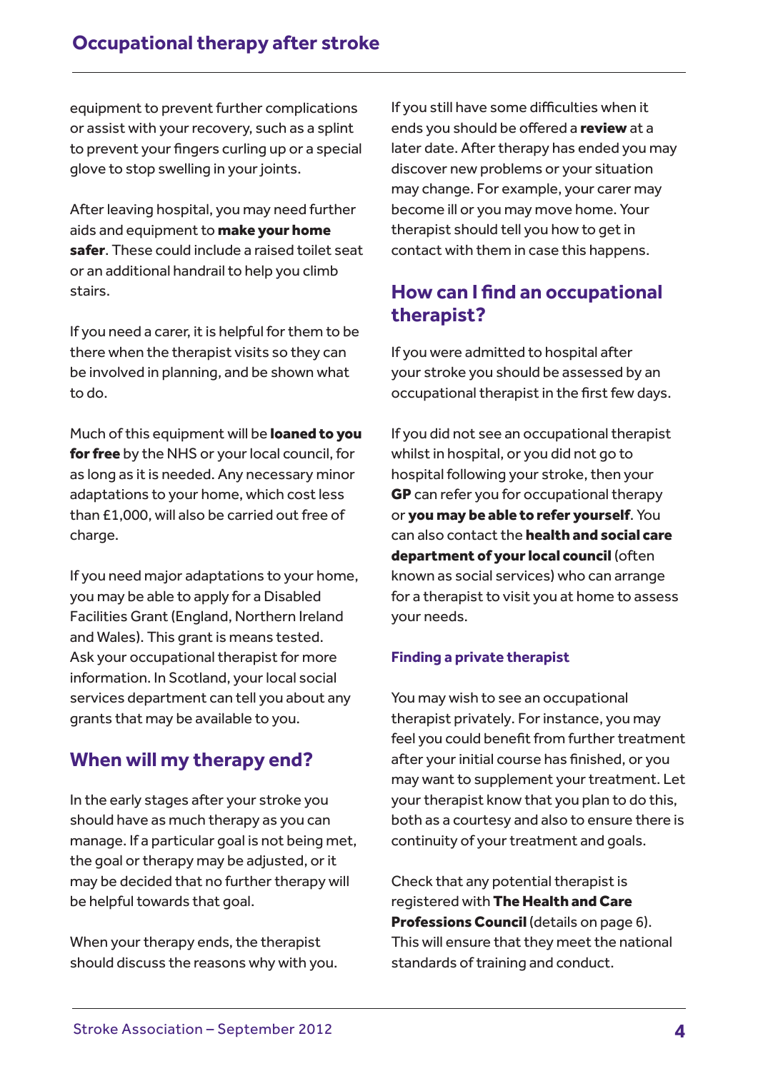equipment to prevent further complications or assist with your recovery, such as a splint to prevent your fingers curling up or a special glove to stop swelling in your joints.

After leaving hospital, you may need further aids and equipment to **make your home safer**. These could include a raised toilet seat or an additional handrail to help you climb stairs.

If you need a carer, it is helpful for them to be there when the therapist visits so they can be involved in planning, and be shown what to do.

Much of this equipment will be **loaned to you for free** by the NHS or your local council, for as long as it is needed. Any necessary minor adaptations to your home, which cost less than £1,000, will also be carried out free of charge.

If you need major adaptations to your home, you may be able to apply for a Disabled Facilities Grant (England, Northern Ireland and Wales). This grant is means tested. Ask your occupational therapist for more information. In Scotland, your local social services department can tell you about any grants that may be available to you.

## When will my therapy end?

In the early stages after your stroke you should have as much therapy as you can manage. If a particular goal is not being met, the goal or therapy may be adjusted, or it may be decided that no further therapy will be helpful towards that goal.

When your therapy ends, the therapist should discuss the reasons why with you. If you still have some difficulties when it ends you should be offered a **review** at a later date. After therapy has ended you may discover new problems or your situation may change. For example, your carer may become ill or you may move home. Your therapist should tell you how to get in contact with them in case this happens.

## How can I find an occupational therapist?

If you were admitted to hospital after your stroke you should be assessed by an occupational therapist in the first few days.

If you did not see an occupational therapist whilst in hospital, or you did not go to hospital following your stroke, then your **GP** can refer you for occupational therapy or **you may be able to refer yourself**. You can also contact the **health and social care department of your local council** (often known as social services) who can arrange for a therapist to visit you at home to assess your needs.

### Finding a private therapist

You may wish to see an occupational therapist privately. For instance, you may feel you could benefit from further treatment after your initial course has finished, or you may want to supplement your treatment. Let your therapist know that you plan to do this, both as a courtesy and also to ensure there is continuity of your treatment and goals.

Check that any potential therapist is registered with **The Health and Care Professions Council** (details on page 6). This will ensure that they meet the national standards of training and conduct.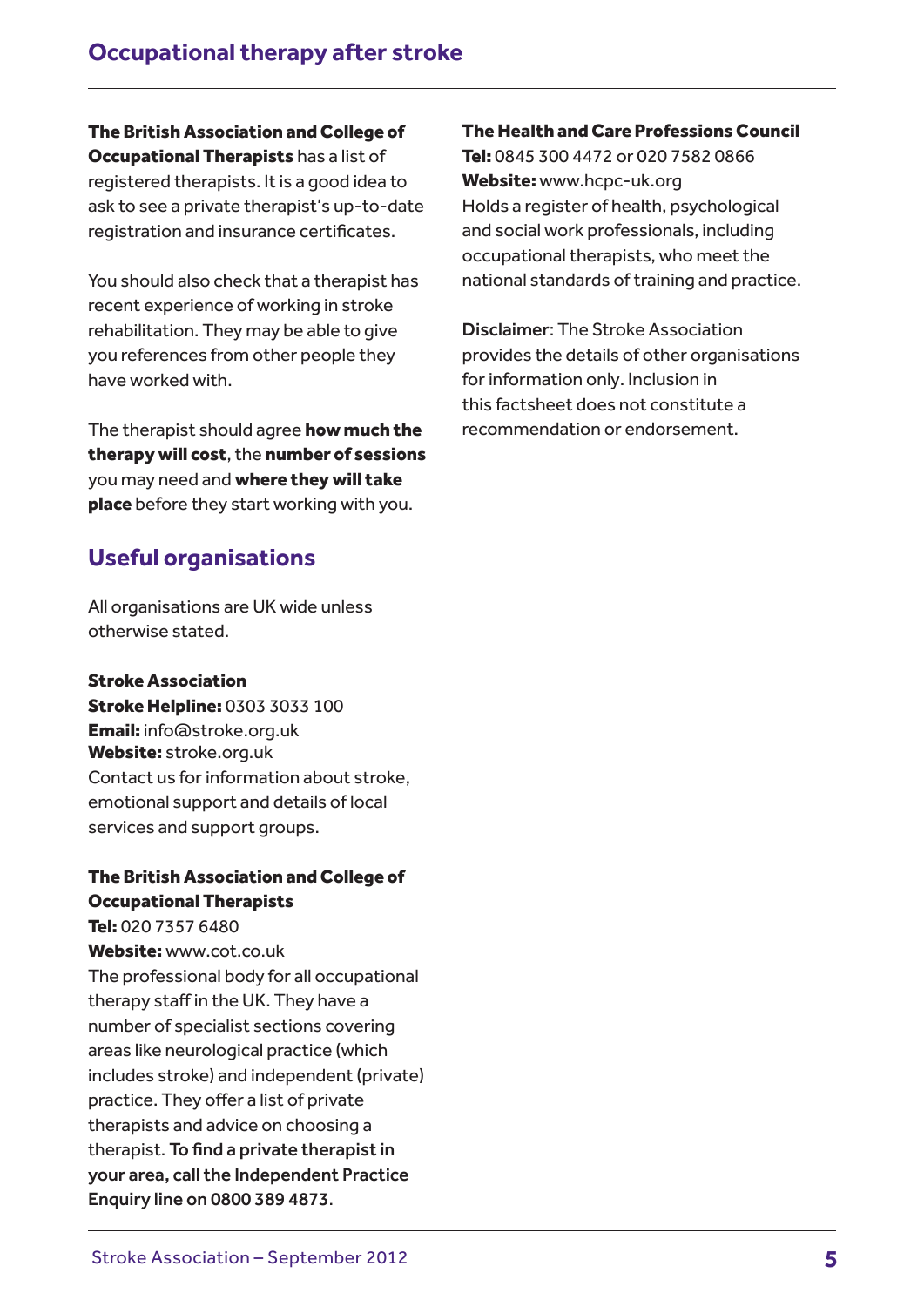**The British Association and College of Occupational Therapists** has a list of registered therapists. It is a good idea to ask to see a private therapist's up-to-date registration and insurance certificates.

You should also check that a therapist has recent experience of working in stroke rehabilitation. They may be able to give you references from other people they have worked with.

The therapist should agree **how much the therapy will cost**, the **number of sessions** you may need and **where they will take place** before they start working with you.

## Useful organisations

All organisations are UK wide unless otherwise stated.

**Stroke Association**
**Stroke Helpline:** 0303 3033 100
**Email:** info@stroke.org.uk
**Website:** stroke.org.uk
Contact us for information about stroke, emotional support and details of local services and support groups.

**The British Association and College of Occupational Therapists**
**Tel:** 020 7357 6480
**Website:** www.cot.co.uk
The professional body for all occupational therapy staff in the UK. They have a number of specialist sections covering areas like neurological practice (which includes stroke) and independent (private) practice. They offer a list of private therapists and advice on choosing a therapist. To find a private therapist in your area, call the Independent Practice Enquiry line on 0800 389 4873.

**The Health and Care Professions Council**
**Tel:** 0845 300 4472 or 020 7582 0866
**Website:** www.hcpc-uk.org
Holds a register of health, psychological and social work professionals, including occupational therapists, who meet the national standards of training and practice.

Disclaimer: The Stroke Association provides the details of other organisations for information only. Inclusion in this factsheet does not constitute a recommendation or endorsement.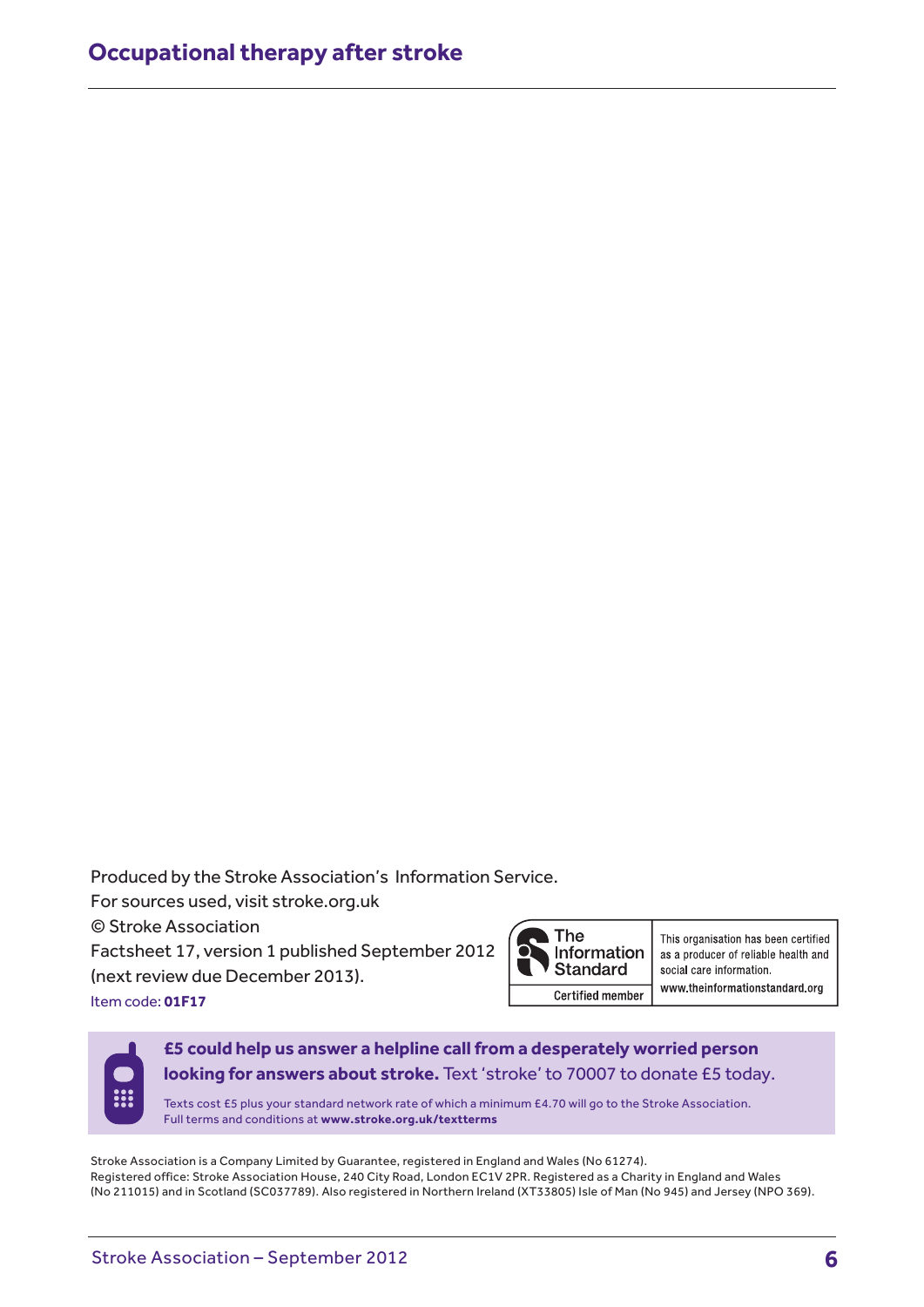Produced by the Stroke Association's Information Service.
For sources used, visit stroke.org.uk
© Stroke Association
Factsheet 17, version 1 published September 2012
(next review due December 2013).
Item code: **01F17**

The Information Standard
Certified member

This organisation has been certified as a producer of reliable health and social care information.
www.theinformationstandard.org

**£5 could help us answer a helpline call from a desperately worried person looking for answers about stroke.** Text 'stroke' to 70007 to donate £5 today.

Texts cost £5 plus your standard network rate of which a minimum £4.70 will go to the Stroke Association.
Full terms and conditions at **www.stroke.org.uk/textterms**

Stroke Association is a Company Limited by Guarantee, registered in England and Wales (No 61274).
Registered office: Stroke Association House, 240 City Road, London EC1V 2PR. Registered as a Charity in England and Wales (No 211015) and in Scotland (SC037789). Also registered in Northern Ireland (XT33805) Isle of Man (No 945) and Jersey (NPO 369).